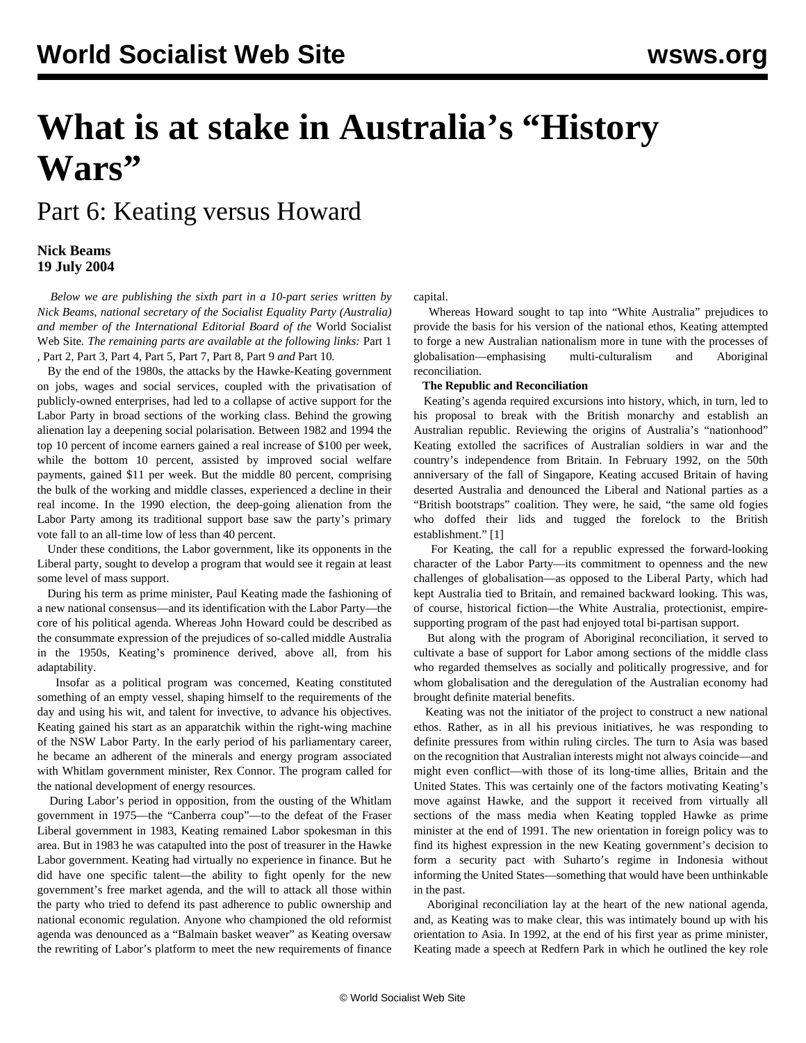# What is at stake in Australia's "History Wars"

## Part 6: Keating versus Howard

**Nick Beams**
**19 July 2004**

*Below we are publishing the sixth part in a 10-part series written by Nick Beams, national secretary of the Socialist Equality Party (Australia) and member of the International Editorial Board of the* World Socialist Web Site*. The remaining parts are available at the following links:* Part 1 , Part 2, Part 3, Part 4, Part 5, Part 7, Part 8, Part 9 *and* Part 10*.*

By the end of the 1980s, the attacks by the Hawke-Keating government on jobs, wages and social services, coupled with the privatisation of publicly-owned enterprises, had led to a collapse of active support for the Labor Party in broad sections of the working class. Behind the growing alienation lay a deepening social polarisation. Between 1982 and 1994 the top 10 percent of income earners gained a real increase of $100 per week, while the bottom 10 percent, assisted by improved social welfare payments, gained $11 per week. But the middle 80 percent, comprising the bulk of the working and middle classes, experienced a decline in their real income. In the 1990 election, the deep-going alienation from the Labor Party among its traditional support base saw the party's primary vote fall to an all-time low of less than 40 percent.

Under these conditions, the Labor government, like its opponents in the Liberal party, sought to develop a program that would see it regain at least some level of mass support.

During his term as prime minister, Paul Keating made the fashioning of a new national consensus—and its identification with the Labor Party—the core of his political agenda. Whereas John Howard could be described as the consummate expression of the prejudices of so-called middle Australia in the 1950s, Keating's prominence derived, above all, from his adaptability.

Insofar as a political program was concerned, Keating constituted something of an empty vessel, shaping himself to the requirements of the day and using his wit, and talent for invective, to advance his objectives. Keating gained his start as an apparatchik within the right-wing machine of the NSW Labor Party. In the early period of his parliamentary career, he became an adherent of the minerals and energy program associated with Whitlam government minister, Rex Connor. The program called for the national development of energy resources.

During Labor's period in opposition, from the ousting of the Whitlam government in 1975—the "Canberra coup"—to the defeat of the Fraser Liberal government in 1983, Keating remained Labor spokesman in this area. But in 1983 he was catapulted into the post of treasurer in the Hawke Labor government. Keating had virtually no experience in finance. But he did have one specific talent—the ability to fight openly for the new government's free market agenda, and the will to attack all those within the party who tried to defend its past adherence to public ownership and national economic regulation. Anyone who championed the old reformist agenda was denounced as a "Balmain basket weaver" as Keating oversaw the rewriting of Labor's platform to meet the new requirements of finance capital.

Whereas Howard sought to tap into "White Australia" prejudices to provide the basis for his version of the national ethos, Keating attempted to forge a new Australian nationalism more in tune with the processes of globalisation—emphasising multi-culturalism and Aboriginal reconciliation.

**The Republic and Reconciliation**

Keating's agenda required excursions into history, which, in turn, led to his proposal to break with the British monarchy and establish an Australian republic. Reviewing the origins of Australia's "nationhood" Keating extolled the sacrifices of Australian soldiers in war and the country's independence from Britain. In February 1992, on the 50th anniversary of the fall of Singapore, Keating accused Britain of having deserted Australia and denounced the Liberal and National parties as a "British bootstraps" coalition. They were, he said, "the same old fogies who doffed their lids and tugged the forelock to the British establishment." [1]

For Keating, the call for a republic expressed the forward-looking character of the Labor Party—its commitment to openness and the new challenges of globalisation—as opposed to the Liberal Party, which had kept Australia tied to Britain, and remained backward looking. This was, of course, historical fiction—the White Australia, protectionist, empire-supporting program of the past had enjoyed total bi-partisan support.

But along with the program of Aboriginal reconciliation, it served to cultivate a base of support for Labor among sections of the middle class who regarded themselves as socially and politically progressive, and for whom globalisation and the deregulation of the Australian economy had brought definite material benefits.

Keating was not the initiator of the project to construct a new national ethos. Rather, as in all his previous initiatives, he was responding to definite pressures from within ruling circles. The turn to Asia was based on the recognition that Australian interests might not always coincide—and might even conflict—with those of its long-time allies, Britain and the United States. This was certainly one of the factors motivating Keating's move against Hawke, and the support it received from virtually all sections of the mass media when Keating toppled Hawke as prime minister at the end of 1991. The new orientation in foreign policy was to find its highest expression in the new Keating government's decision to form a security pact with Suharto's regime in Indonesia without informing the United States—something that would have been unthinkable in the past.

Aboriginal reconciliation lay at the heart of the new national agenda, and, as Keating was to make clear, this was intimately bound up with his orientation to Asia. In 1992, at the end of his first year as prime minister, Keating made a speech at Redfern Park in which he outlined the key role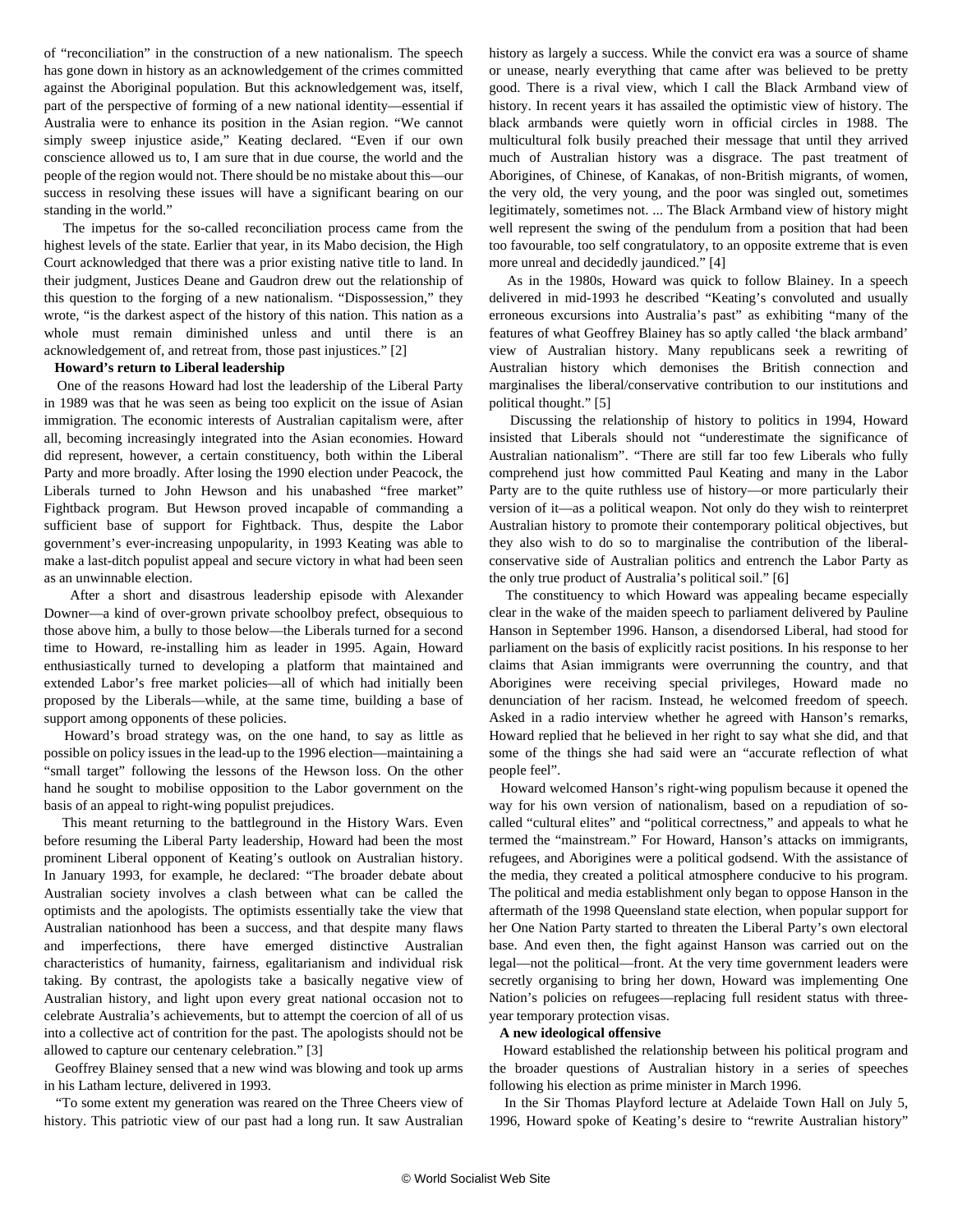of "reconciliation" in the construction of a new nationalism. The speech has gone down in history as an acknowledgement of the crimes committed against the Aboriginal population. But this acknowledgement was, itself, part of the perspective of forming of a new national identity—essential if Australia were to enhance its position in the Asian region. "We cannot simply sweep injustice aside," Keating declared. "Even if our own conscience allowed us to, I am sure that in due course, the world and the people of the region would not. There should be no mistake about this—our success in resolving these issues will have a significant bearing on our standing in the world."

The impetus for the so-called reconciliation process came from the highest levels of the state. Earlier that year, in its Mabo decision, the High Court acknowledged that there was a prior existing native title to land. In their judgment, Justices Deane and Gaudron drew out the relationship of this question to the forging of a new nationalism. "Dispossession," they wrote, "is the darkest aspect of the history of this nation. This nation as a whole must remain diminished unless and until there is an acknowledgement of, and retreat from, those past injustices." [2]

**Howard's return to Liberal leadership**

One of the reasons Howard had lost the leadership of the Liberal Party in 1989 was that he was seen as being too explicit on the issue of Asian immigration. The economic interests of Australian capitalism were, after all, becoming increasingly integrated into the Asian economies. Howard did represent, however, a certain constituency, both within the Liberal Party and more broadly. After losing the 1990 election under Peacock, the Liberals turned to John Hewson and his unabashed "free market" Fightback program. But Hewson proved incapable of commanding a sufficient base of support for Fightback. Thus, despite the Labor government's ever-increasing unpopularity, in 1993 Keating was able to make a last-ditch populist appeal and secure victory in what had been seen as an unwinnable election.

After a short and disastrous leadership episode with Alexander Downer—a kind of over-grown private schoolboy prefect, obsequious to those above him, a bully to those below—the Liberals turned for a second time to Howard, re-installing him as leader in 1995. Again, Howard enthusiastically turned to developing a platform that maintained and extended Labor's free market policies—all of which had initially been proposed by the Liberals—while, at the same time, building a base of support among opponents of these policies.

Howard's broad strategy was, on the one hand, to say as little as possible on policy issues in the lead-up to the 1996 election—maintaining a "small target" following the lessons of the Hewson loss. On the other hand he sought to mobilise opposition to the Labor government on the basis of an appeal to right-wing populist prejudices.

This meant returning to the battleground in the History Wars. Even before resuming the Liberal Party leadership, Howard had been the most prominent Liberal opponent of Keating's outlook on Australian history. In January 1993, for example, he declared: "The broader debate about Australian society involves a clash between what can be called the optimists and the apologists. The optimists essentially take the view that Australian nationhood has been a success, and that despite many flaws and imperfections, there have emerged distinctive Australian characteristics of humanity, fairness, egalitarianism and individual risk taking. By contrast, the apologists take a basically negative view of Australian history, and light upon every great national occasion not to celebrate Australia's achievements, but to attempt the coercion of all of us into a collective act of contrition for the past. The apologists should not be allowed to capture our centenary celebration." [3]

Geoffrey Blainey sensed that a new wind was blowing and took up arms in his Latham lecture, delivered in 1993.

"To some extent my generation was reared on the Three Cheers view of history. This patriotic view of our past had a long run. It saw Australian history as largely a success. While the convict era was a source of shame or unease, nearly everything that came after was believed to be pretty good. There is a rival view, which I call the Black Armband view of history. In recent years it has assailed the optimistic view of history. The black armbands were quietly worn in official circles in 1988. The multicultural folk busily preached their message that until they arrived much of Australian history was a disgrace. The past treatment of Aborigines, of Chinese, of Kanakas, of non-British migrants, of women, the very old, the very young, and the poor was singled out, sometimes legitimately, sometimes not. ... The Black Armband view of history might well represent the swing of the pendulum from a position that had been too favourable, too self congratulatory, to an opposite extreme that is even more unreal and decidedly jaundiced." [4]

As in the 1980s, Howard was quick to follow Blainey. In a speech delivered in mid-1993 he described "Keating's convoluted and usually erroneous excursions into Australia's past" as exhibiting "many of the features of what Geoffrey Blainey has so aptly called 'the black armband' view of Australian history. Many republicans seek a rewriting of Australian history which demonises the British connection and marginalises the liberal/conservative contribution to our institutions and political thought." [5]

Discussing the relationship of history to politics in 1994, Howard insisted that Liberals should not "underestimate the significance of Australian nationalism". "There are still far too few Liberals who fully comprehend just how committed Paul Keating and many in the Labor Party are to the quite ruthless use of history—or more particularly their version of it—as a political weapon. Not only do they wish to reinterpret Australian history to promote their contemporary political objectives, but they also wish to do so to marginalise the contribution of the liberal-conservative side of Australian politics and entrench the Labor Party as the only true product of Australia's political soil." [6]

The constituency to which Howard was appealing became especially clear in the wake of the maiden speech to parliament delivered by Pauline Hanson in September 1996. Hanson, a disendorsed Liberal, had stood for parliament on the basis of explicitly racist positions. In his response to her claims that Asian immigrants were overrunning the country, and that Aborigines were receiving special privileges, Howard made no denunciation of her racism. Instead, he welcomed freedom of speech. Asked in a radio interview whether he agreed with Hanson's remarks, Howard replied that he believed in her right to say what she did, and that some of the things she had said were an "accurate reflection of what people feel".

Howard welcomed Hanson's right-wing populism because it opened the way for his own version of nationalism, based on a repudiation of so-called "cultural elites" and "political correctness," and appeals to what he termed the "mainstream." For Howard, Hanson's attacks on immigrants, refugees, and Aborigines were a political godsend. With the assistance of the media, they created a political atmosphere conducive to his program. The political and media establishment only began to oppose Hanson in the aftermath of the 1998 Queensland state election, when popular support for her One Nation Party started to threaten the Liberal Party's own electoral base. And even then, the fight against Hanson was carried out on the legal—not the political—front. At the very time government leaders were secretly organising to bring her down, Howard was implementing One Nation's policies on refugees—replacing full resident status with three-year temporary protection visas.

**A new ideological offensive**

Howard established the relationship between his political program and the broader questions of Australian history in a series of speeches following his election as prime minister in March 1996.

In the Sir Thomas Playford lecture at Adelaide Town Hall on July 5, 1996, Howard spoke of Keating's desire to "rewrite Australian history"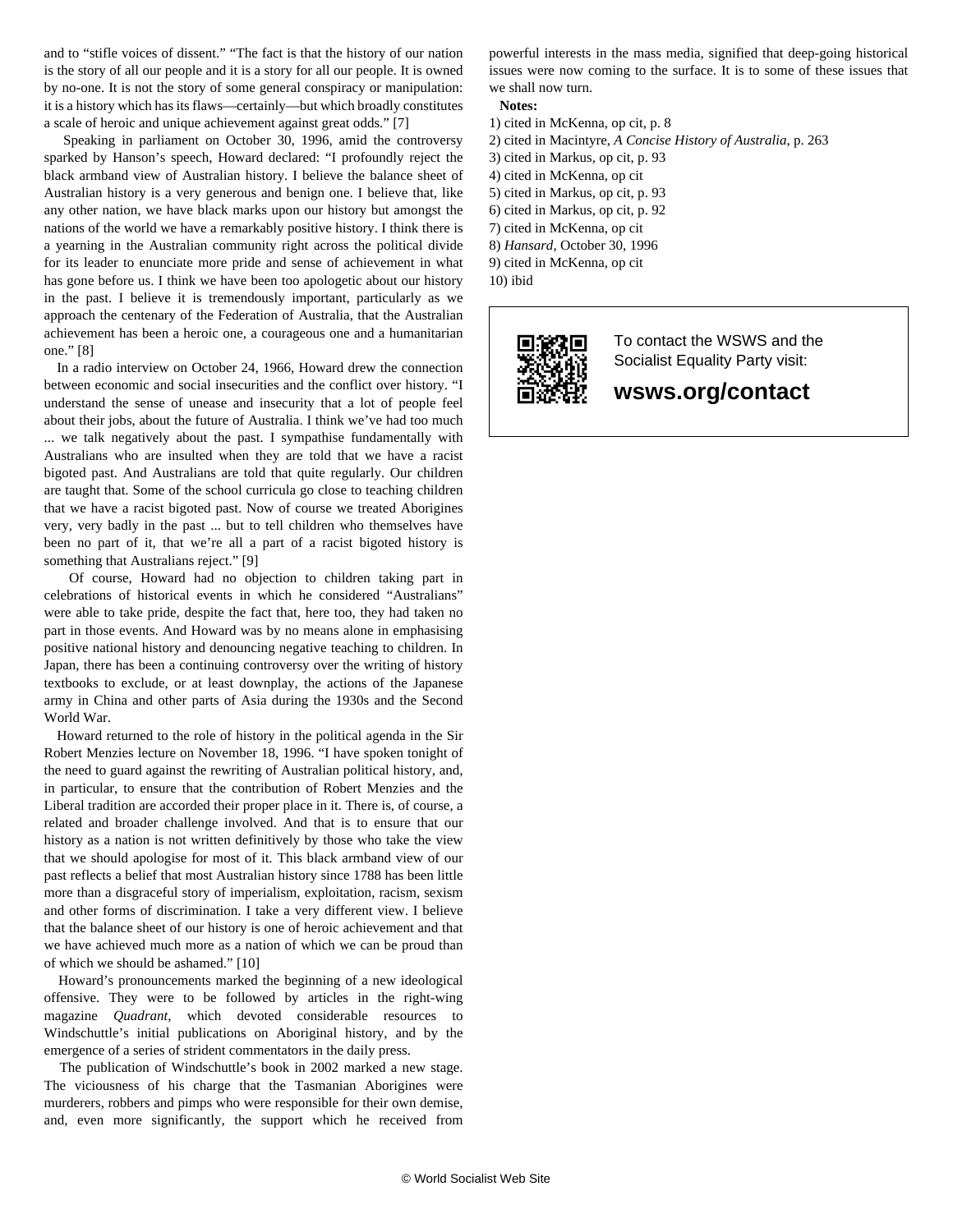and to "stifle voices of dissent." "The fact is that the history of our nation is the story of all our people and it is a story for all our people. It is owned by no-one. It is not the story of some general conspiracy or manipulation: it is a history which has its flaws—certainly—but which broadly constitutes a scale of heroic and unique achievement against great odds." [7]

Speaking in parliament on October 30, 1996, amid the controversy sparked by Hanson's speech, Howard declared: "I profoundly reject the black armband view of Australian history. I believe the balance sheet of Australian history is a very generous and benign one. I believe that, like any other nation, we have black marks upon our history but amongst the nations of the world we have a remarkably positive history. I think there is a yearning in the Australian community right across the political divide for its leader to enunciate more pride and sense of achievement in what has gone before us. I think we have been too apologetic about our history in the past. I believe it is tremendously important, particularly as we approach the centenary of the Federation of Australia, that the Australian achievement has been a heroic one, a courageous one and a humanitarian one." [8]

In a radio interview on October 24, 1966, Howard drew the connection between economic and social insecurities and the conflict over history. "I understand the sense of unease and insecurity that a lot of people feel about their jobs, about the future of Australia. I think we've had too much ... we talk negatively about the past. I sympathise fundamentally with Australians who are insulted when they are told that we have a racist bigoted past. And Australians are told that quite regularly. Our children are taught that. Some of the school curricula go close to teaching children that we have a racist bigoted past. Now of course we treated Aborigines very, very badly in the past ... but to tell children who themselves have been no part of it, that we're all a part of a racist bigoted history is something that Australians reject." [9]

Of course, Howard had no objection to children taking part in celebrations of historical events in which he considered "Australians" were able to take pride, despite the fact that, here too, they had taken no part in those events. And Howard was by no means alone in emphasising positive national history and denouncing negative teaching to children. In Japan, there has been a continuing controversy over the writing of history textbooks to exclude, or at least downplay, the actions of the Japanese army in China and other parts of Asia during the 1930s and the Second World War.

Howard returned to the role of history in the political agenda in the Sir Robert Menzies lecture on November 18, 1996. "I have spoken tonight of the need to guard against the rewriting of Australian political history, and, in particular, to ensure that the contribution of Robert Menzies and the Liberal tradition are accorded their proper place in it. There is, of course, a related and broader challenge involved. And that is to ensure that our history as a nation is not written definitively by those who take the view that we should apologise for most of it. This black armband view of our past reflects a belief that most Australian history since 1788 has been little more than a disgraceful story of imperialism, exploitation, racism, sexism and other forms of discrimination. I take a very different view. I believe that the balance sheet of our history is one of heroic achievement and that we have achieved much more as a nation of which we can be proud than of which we should be ashamed." [10]

Howard's pronouncements marked the beginning of a new ideological offensive. They were to be followed by articles in the right-wing magazine *Quadrant*, which devoted considerable resources to Windschuttle's initial publications on Aboriginal history, and by the emergence of a series of strident commentators in the daily press.

The publication of Windschuttle's book in 2002 marked a new stage. The viciousness of his charge that the Tasmanian Aborigines were murderers, robbers and pimps who were responsible for their own demise, and, even more significantly, the support which he received from powerful interests in the mass media, signified that deep-going historical issues were now coming to the surface. It is to some of these issues that we shall now turn.

**Notes:**

1) cited in McKenna, op cit, p. 8
2) cited in Macintyre, *A Concise History of Australia*, p. 263
3) cited in Markus, op cit, p. 93
4) cited in McKenna, op cit
5) cited in Markus, op cit, p. 93
6) cited in Markus, op cit, p. 92
7) cited in McKenna, op cit
8) *Hansard*, October 30, 1996
9) cited in McKenna, op cit
10) ibid

To contact the WSWS and the Socialist Equality Party visit:

**wsws.org/contact**